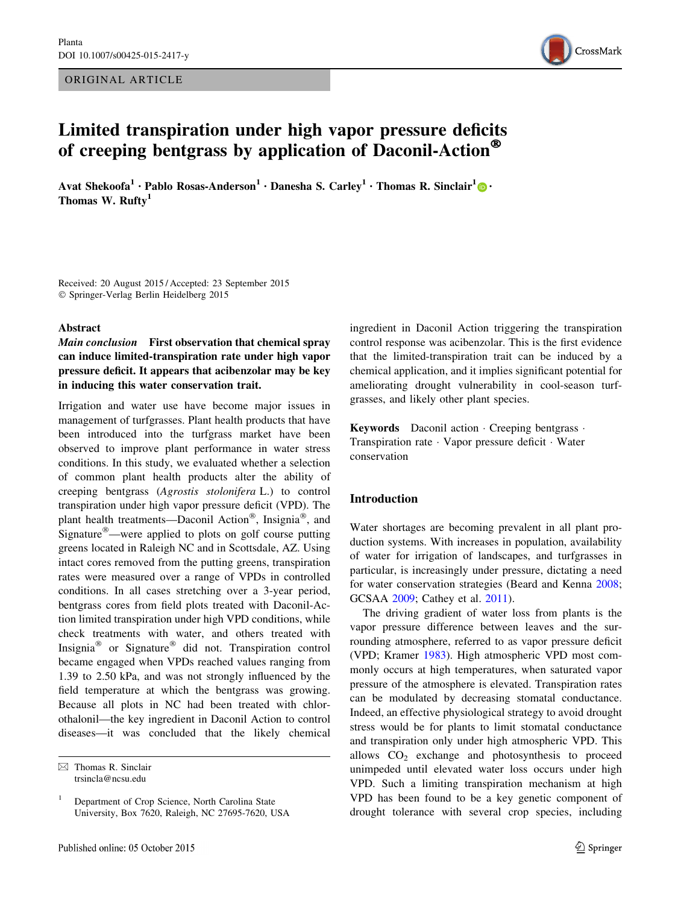ORIGINAL ARTICLE

# Limited transpiration under high vapor pressure deficits of creeping bentgrass by application of Daconil-Action®

**Avat Shekoofa[1] · Pablo Rosas-Anderson[1] · Danesha S. Carley[1] · Thomas R. Sinclair[1] · Thomas W. Rufty[1]**

Received: 20 August 2015 / Accepted: 23 September 2015
© Springer-Verlag Berlin Heidelberg 2015

## Abstract

***Main conclusion*** **First observation that chemical spray can induce limited-transpiration rate under high vapor pressure deficit. It appears that acibenzolar may be key in inducing this water conservation trait.**

Irrigation and water use have become major issues in management of turfgrasses. Plant health products that have been introduced into the turfgrass market have been observed to improve plant performance in water stress conditions. In this study, we evaluated whether a selection of common plant health products alter the ability of creeping bentgrass (*Agrostis stolonifera* L.) to control transpiration under high vapor pressure deficit (VPD). The plant health treatments—Daconil Action®, Insignia®, and Signature®—were applied to plots on golf course putting greens located in Raleigh NC and in Scottsdale, AZ. Using intact cores removed from the putting greens, transpiration rates were measured over a range of VPDs in controlled conditions. In all cases stretching over a 3-year period, bentgrass cores from field plots treated with Daconil-Action limited transpiration under high VPD conditions, while check treatments with water, and others treated with Insignia® or Signature® did not. Transpiration control became engaged when VPDs reached values ranging from 1.39 to 2.50 kPa, and was not strongly influenced by the field temperature at which the bentgrass was growing. Because all plots in NC had been treated with chlorothalonil—the key ingredient in Daconil Action to control diseases—it was concluded that the likely chemical ingredient in Daconil Action triggering the transpiration control response was acibenzolar. This is the first evidence that the limited-transpiration trait can be induced by a chemical application, and it implies significant potential for ameliorating drought vulnerability in cool-season turfgrasses, and likely other plant species.

**Keywords** Daconil action · Creeping bentgrass · Transpiration rate · Vapor pressure deficit · Water conservation

## Introduction

Water shortages are becoming prevalent in all plant production systems. With increases in population, availability of water for irrigation of landscapes, and turfgrasses in particular, is increasingly under pressure, dictating a need for water conservation strategies (Beard and Kenna 2008; GCSAA 2009; Cathey et al. 2011).

The driving gradient of water loss from plants is the vapor pressure difference between leaves and the surrounding atmosphere, referred to as vapor pressure deficit (VPD; Kramer 1983). High atmospheric VPD most commonly occurs at high temperatures, when saturated vapor pressure of the atmosphere is elevated. Transpiration rates can be modulated by decreasing stomatal conductance. Indeed, an effective physiological strategy to avoid drought stress would be for plants to limit stomatal conductance and transpiration only under high atmospheric VPD. This allows $CO_2$ exchange and photosynthesis to proceed unimpeded until elevated water loss occurs under high VPD. Such a limiting transpiration mechanism at high VPD has been found to be a key genetic component of drought tolerance with several crop species, including

✉ Thomas R. Sinclair
trsincla@ncsu.edu

[1] Department of Crop Science, North Carolina State University, Box 7620, Raleigh, NC 27695-7620, USA

Published online: 05 October 2015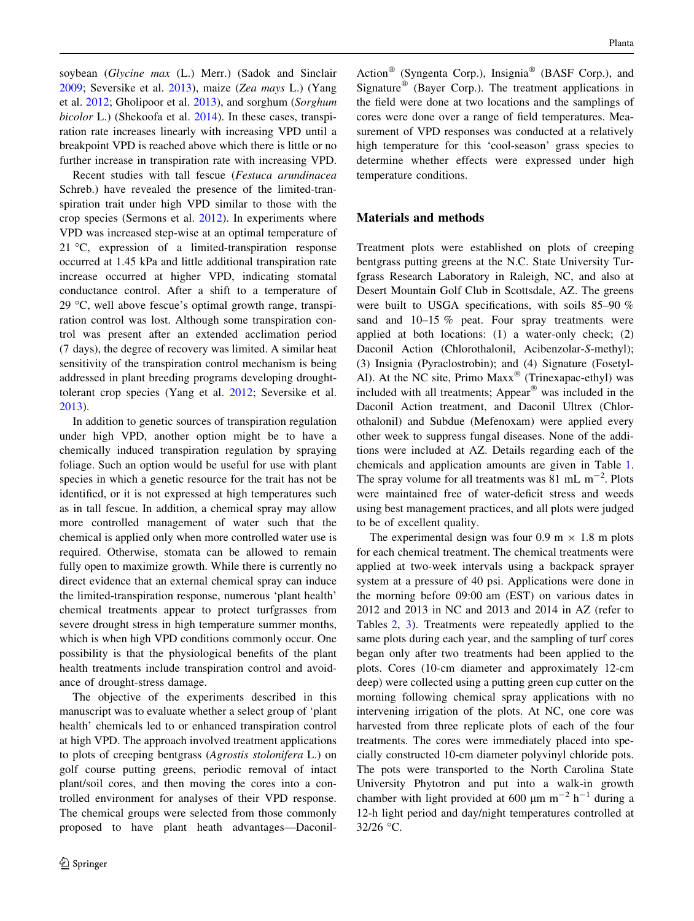soybean (*Glycine max* (L.) Merr.) (Sadok and Sinclair 2009; Seversike et al. 2013), maize (*Zea mays* L.) (Yang et al. 2012; Gholipoor et al. 2013), and sorghum (*Sorghum bicolor* L.) (Shekoofa et al. 2014). In these cases, transpiration rate increases linearly with increasing VPD until a breakpoint VPD is reached above which there is little or no further increase in transpiration rate with increasing VPD.

Recent studies with tall fescue (*Festuca arundinacea* Schreb.) have revealed the presence of the limited-transpiration trait under high VPD similar to those with the crop species (Sermons et al. 2012). In experiments where VPD was increased step-wise at an optimal temperature of 21 °C, expression of a limited-transpiration response occurred at 1.45 kPa and little additional transpiration rate increase occurred at higher VPD, indicating stomatal conductance control. After a shift to a temperature of 29 °C, well above fescue's optimal growth range, transpiration control was lost. Although some transpiration control was present after an extended acclimation period (7 days), the degree of recovery was limited. A similar heat sensitivity of the transpiration control mechanism is being addressed in plant breeding programs developing drought-tolerant crop species (Yang et al. 2012; Seversike et al. 2013).

In addition to genetic sources of transpiration regulation under high VPD, another option might be to have a chemically induced transpiration regulation by spraying foliage. Such an option would be useful for use with plant species in which a genetic resource for the trait has not be identified, or it is not expressed at high temperatures such as in tall fescue. In addition, a chemical spray may allow more controlled management of water such that the chemical is applied only when more controlled water use is required. Otherwise, stomata can be allowed to remain fully open to maximize growth. While there is currently no direct evidence that an external chemical spray can induce the limited-transpiration response, numerous 'plant health' chemical treatments appear to protect turfgrasses from severe drought stress in high temperature summer months, which is when high VPD conditions commonly occur. One possibility is that the physiological benefits of the plant health treatments include transpiration control and avoidance of drought-stress damage.

The objective of the experiments described in this manuscript was to evaluate whether a select group of 'plant health' chemicals led to or enhanced transpiration control at high VPD. The approach involved treatment applications to plots of creeping bentgrass (*Agrostis stolonifera* L.) on golf course putting greens, periodic removal of intact plant/soil cores, and then moving the cores into a controlled environment for analyses of their VPD response. The chemical groups were selected from those commonly proposed to have plant heath advantages—Daconil-Action® (Syngenta Corp.), Insignia® (BASF Corp.), and Signature® (Bayer Corp.). The treatment applications in the field were done at two locations and the samplings of cores were done over a range of field temperatures. Measurement of VPD responses was conducted at a relatively high temperature for this 'cool-season' grass species to determine whether effects were expressed under high temperature conditions.

## Materials and methods

Treatment plots were established on plots of creeping bentgrass putting greens at the N.C. State University Turfgrass Research Laboratory in Raleigh, NC, and also at Desert Mountain Golf Club in Scottsdale, AZ. The greens were built to USGA specifications, with soils 85–90 % sand and 10–15 % peat. Four spray treatments were applied at both locations: (1) a water-only check; (2) Daconil Action (Chlorothalonil, Acibenzolar-*S*-methyl); (3) Insignia (Pyraclostrobin); and (4) Signature (Fosetyl-Al). At the NC site, Primo Maxx® (Trinexapac-ethyl) was included with all treatments; Appear® was included in the Daconil Action treatment, and Daconil Ultrex (Chlorothalonil) and Subdue (Mefenoxam) were applied every other week to suppress fungal diseases. None of the additions were included at AZ. Details regarding each of the chemicals and application amounts are given in Table 1. The spray volume for all treatments was 81 mL $m^{-2}$. Plots were maintained free of water-deficit stress and weeds using best management practices, and all plots were judged to be of excellent quality.

The experimental design was four 0.9 m × 1.8 m plots for each chemical treatment. The chemical treatments were applied at two-week intervals using a backpack sprayer system at a pressure of 40 psi. Applications were done in the morning before 09:00 am (EST) on various dates in 2012 and 2013 in NC and 2013 and 2014 in AZ (refer to Tables 2, 3). Treatments were repeatedly applied to the same plots during each year, and the sampling of turf cores began only after two treatments had been applied to the plots. Cores (10-cm diameter and approximately 12-cm deep) were collected using a putting green cup cutter on the morning following chemical spray applications with no intervening irrigation of the plots. At NC, one core was harvested from three replicate plots of each of the four treatments. The cores were immediately placed into specially constructed 10-cm diameter polyvinyl chloride pots. The pots were transported to the North Carolina State University Phytotron and put into a walk-in growth chamber with light provided at 600 μm $m^{-2}$ $h^{-1}$ during a 12-h light period and day/night temperatures controlled at 32/26 °C.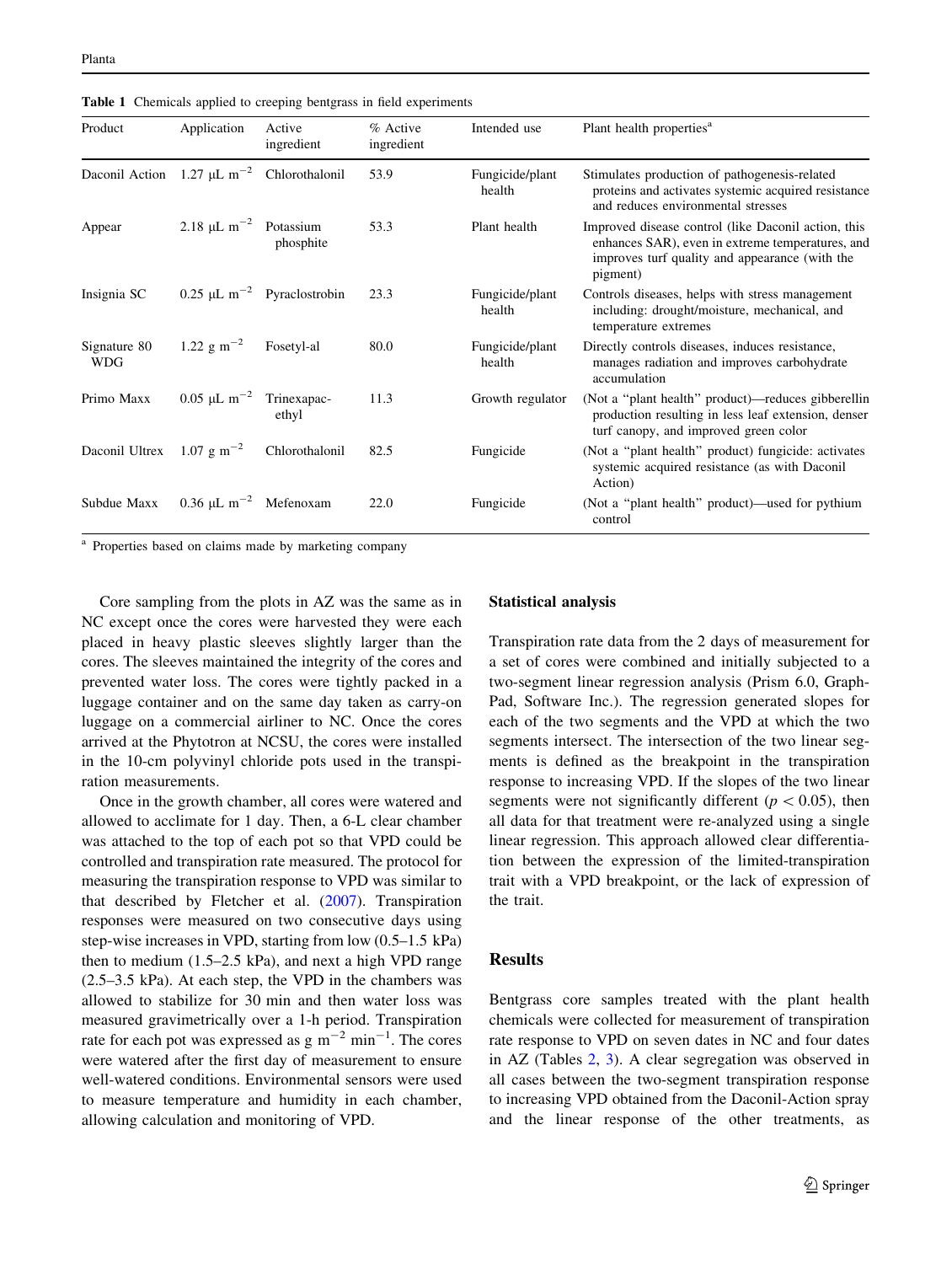**Table 1** Chemicals applied to creeping bentgrass in field experiments

| Product | Application | Active ingredient | % Active ingredient | Intended use | Plant health properties[a] |
|---|---|---|---|---|---|
| Daconil Action | 1.27 μL $m^{-2}$ | Chlorothalonil | 53.9 | Fungicide/plant health | Stimulates production of pathogenesis-related proteins and activates systemic acquired resistance and reduces environmental stresses |
| Appear | 2.18 μL $m^{-2}$ | Potassium phosphite | 53.3 | Plant health | Improved disease control (like Daconil action, this enhances SAR), even in extreme temperatures, and improves turf quality and appearance (with the pigment) |
| Insignia SC | 0.25 μL $m^{-2}$ | Pyraclostrobin | 23.3 | Fungicide/plant health | Controls diseases, helps with stress management including: drought/moisture, mechanical, and temperature extremes |
| Signature 80 WDG | 1.22 g $m^{-2}$ | Fosetyl-al | 80.0 | Fungicide/plant health | Directly controls diseases, induces resistance, manages radiation and improves carbohydrate accumulation |
| Primo Maxx | 0.05 μL $m^{-2}$ | Trinexapac-ethyl | 11.3 | Growth regulator | (Not a "plant health" product)—reduces gibberellin production resulting in less leaf extension, denser turf canopy, and improved green color |
| Daconil Ultrex | 1.07 g $m^{-2}$ | Chlorothalonil | 82.5 | Fungicide | (Not a "plant health" product) fungicide: activates systemic acquired resistance (as with Daconil Action) |
| Subdue Maxx | 0.36 μL $m^{-2}$ | Mefenoxam | 22.0 | Fungicide | (Not a "plant health" product)—used for pythium control |

[a] Properties based on claims made by marketing company

Core sampling from the plots in AZ was the same as in NC except once the cores were harvested they were each placed in heavy plastic sleeves slightly larger than the cores. The sleeves maintained the integrity of the cores and prevented water loss. The cores were tightly packed in a luggage container and on the same day taken as carry-on luggage on a commercial airliner to NC. Once the cores arrived at the Phytotron at NCSU, the cores were installed in the 10-cm polyvinyl chloride pots used in the transpiration measurements.

Once in the growth chamber, all cores were watered and allowed to acclimate for 1 day. Then, a 6-L clear chamber was attached to the top of each pot so that VPD could be controlled and transpiration rate measured. The protocol for measuring the transpiration response to VPD was similar to that described by Fletcher et al. (2007). Transpiration responses were measured on two consecutive days using step-wise increases in VPD, starting from low (0.5–1.5 kPa) then to medium (1.5–2.5 kPa), and next a high VPD range (2.5–3.5 kPa). At each step, the VPD in the chambers was allowed to stabilize for 30 min and then water loss was measured gravimetrically over a 1-h period. Transpiration rate for each pot was expressed as g $m^{-2}$ $min^{-1}$. The cores were watered after the first day of measurement to ensure well-watered conditions. Environmental sensors were used to measure temperature and humidity in each chamber, allowing calculation and monitoring of VPD.

## Statistical analysis

Transpiration rate data from the 2 days of measurement for a set of cores were combined and initially subjected to a two-segment linear regression analysis (Prism 6.0, GraphPad, Software Inc.). The regression generated slopes for each of the two segments and the VPD at which the two segments intersect. The intersection of the two linear segments is defined as the breakpoint in the transpiration response to increasing VPD. If the slopes of the two linear segments were not significantly different ($p < 0.05$), then all data for that treatment were re-analyzed using a single linear regression. This approach allowed clear differentiation between the expression of the limited-transpiration trait with a VPD breakpoint, or the lack of expression of the trait.

## Results

Bentgrass core samples treated with the plant health chemicals were collected for measurement of transpiration rate response to VPD on seven dates in NC and four dates in AZ (Tables 2, 3). A clear segregation was observed in all cases between the two-segment transpiration response to increasing VPD obtained from the Daconil-Action spray and the linear response of the other treatments, as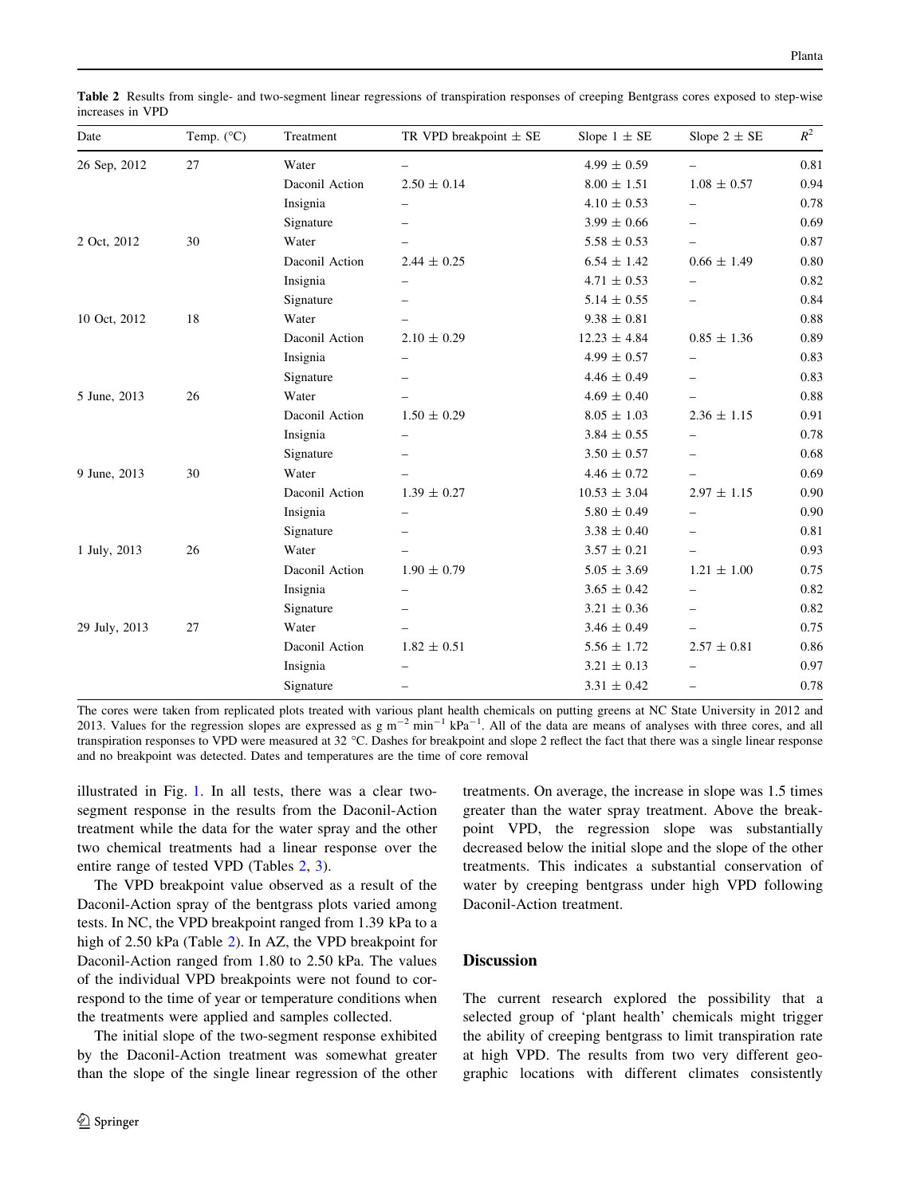**Table 2** Results from single- and two-segment linear regressions of transpiration responses of creeping Bentgrass cores exposed to step-wise increases in VPD

| Date | Temp. (°C) | Treatment | TR VPD breakpoint ± SE | Slope 1 ± SE | Slope 2 ± SE | $R^2$ |
|---|---|---|---|---|---|---|
| 26 Sep, 2012 | 27 | Water | – | 4.99 ± 0.59 | – | 0.81 |
| | | Daconil Action | 2.50 ± 0.14 | 8.00 ± 1.51 | 1.08 ± 0.57 | 0.94 |
| | | Insignia | – | 4.10 ± 0.53 | – | 0.78 |
| | | Signature | – | 3.99 ± 0.66 | – | 0.69 |
| 2 Oct, 2012 | 30 | Water | – | 5.58 ± 0.53 | – | 0.87 |
| | | Daconil Action | 2.44 ± 0.25 | 6.54 ± 1.42 | 0.66 ± 1.49 | 0.80 |
| | | Insignia | – | 4.71 ± 0.53 | – | 0.82 |
| | | Signature | – | 5.14 ± 0.55 | – | 0.84 |
| 10 Oct, 2012 | 18 | Water | – | 9.38 ± 0.81 | | 0.88 |
| | | Daconil Action | 2.10 ± 0.29 | 12.23 ± 4.84 | 0.85 ± 1.36 | 0.89 |
| | | Insignia | – | 4.99 ± 0.57 | – | 0.83 |
| | | Signature | – | 4.46 ± 0.49 | – | 0.83 |
| 5 June, 2013 | 26 | Water | – | 4.69 ± 0.40 | – | 0.88 |
| | | Daconil Action | 1.50 ± 0.29 | 8.05 ± 1.03 | 2.36 ± 1.15 | 0.91 |
| | | Insignia | – | 3.84 ± 0.55 | – | 0.78 |
| | | Signature | – | 3.50 ± 0.57 | – | 0.68 |
| 9 June, 2013 | 30 | Water | – | 4.46 ± 0.72 | – | 0.69 |
| | | Daconil Action | 1.39 ± 0.27 | 10.53 ± 3.04 | 2.97 ± 1.15 | 0.90 |
| | | Insignia | – | 5.80 ± 0.49 | – | 0.90 |
| | | Signature | – | 3.38 ± 0.40 | – | 0.81 |
| 1 July, 2013 | 26 | Water | – | 3.57 ± 0.21 | – | 0.93 |
| | | Daconil Action | 1.90 ± 0.79 | 5.05 ± 3.69 | 1.21 ± 1.00 | 0.75 |
| | | Insignia | – | 3.65 ± 0.42 | – | 0.82 |
| | | Signature | – | 3.21 ± 0.36 | – | 0.82 |
| 29 July, 2013 | 27 | Water | – | 3.46 ± 0.49 | – | 0.75 |
| | | Daconil Action | 1.82 ± 0.51 | 5.56 ± 1.72 | 2.57 ± 0.81 | 0.86 |
| | | Insignia | – | 3.21 ± 0.13 | – | 0.97 |
| | | Signature | – | 3.31 ± 0.42 | – | 0.78 |

The cores were taken from replicated plots treated with various plant health chemicals on putting greens at NC State University in 2012 and 2013. Values for the regression slopes are expressed as g $m^{-2}$ $min^{-1}$ $kPa^{-1}$. All of the data are means of analyses with three cores, and all transpiration responses to VPD were measured at 32 °C. Dashes for breakpoint and slope 2 reflect the fact that there was a single linear response and no breakpoint was detected. Dates and temperatures are the time of core removal

illustrated in Fig. 1. In all tests, there was a clear two-segment response in the results from the Daconil-Action treatment while the data for the water spray and the other two chemical treatments had a linear response over the entire range of tested VPD (Tables 2, 3).

The VPD breakpoint value observed as a result of the Daconil-Action spray of the bentgrass plots varied among tests. In NC, the VPD breakpoint ranged from 1.39 kPa to a high of 2.50 kPa (Table 2). In AZ, the VPD breakpoint for Daconil-Action ranged from 1.80 to 2.50 kPa. The values of the individual VPD breakpoints were not found to correspond to the time of year or temperature conditions when the treatments were applied and samples collected.

The initial slope of the two-segment response exhibited by the Daconil-Action treatment was somewhat greater than the slope of the single linear regression of the other treatments. On average, the increase in slope was 1.5 times greater than the water spray treatment. Above the breakpoint VPD, the regression slope was substantially decreased below the initial slope and the slope of the other treatments. This indicates a substantial conservation of water by creeping bentgrass under high VPD following Daconil-Action treatment.

## Discussion

The current research explored the possibility that a selected group of 'plant health' chemicals might trigger the ability of creeping bentgrass to limit transpiration rate at high VPD. The results from two very different geographic locations with different climates consistently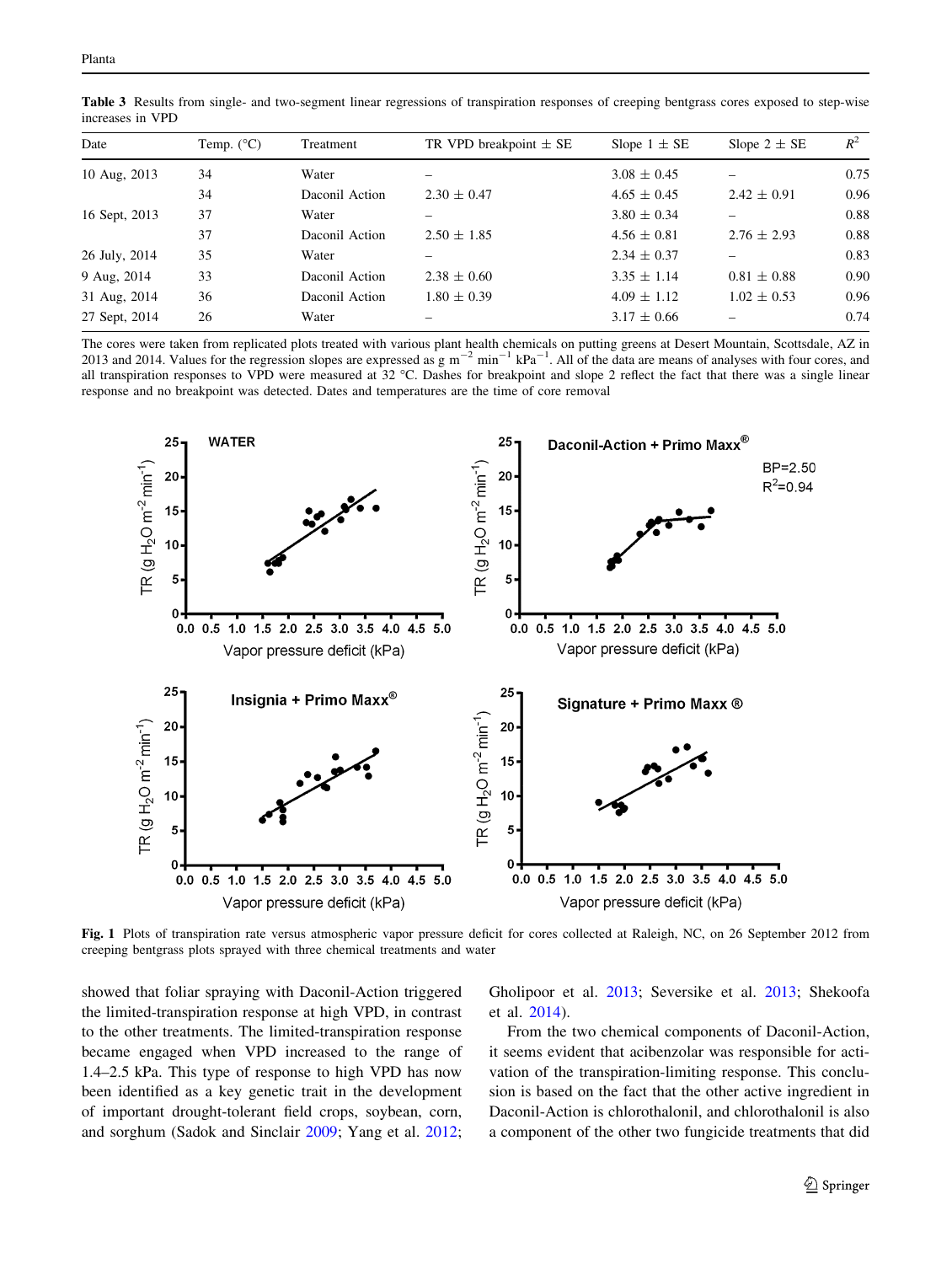**Table 3** Results from single- and two-segment linear regressions of transpiration responses of creeping bentgrass cores exposed to step-wise increases in VPD

| Date | Temp. (°C) | Treatment | TR VPD breakpoint ± SE | Slope 1 ± SE | Slope 2 ± SE | $R^2$ |
|---|---|---|---|---|---|---|
| 10 Aug, 2013 | 34 | Water | – | 3.08 ± 0.45 | – | 0.75 |
| | 34 | Daconil Action | 2.30 ± 0.47 | 4.65 ± 0.45 | 2.42 ± 0.91 | 0.96 |
| 16 Sept, 2013 | 37 | Water | – | 3.80 ± 0.34 | – | 0.88 |
| | 37 | Daconil Action | 2.50 ± 1.85 | 4.56 ± 0.81 | 2.76 ± 2.93 | 0.88 |
| 26 July, 2014 | 35 | Water | – | 2.34 ± 0.37 | – | 0.83 |
| 9 Aug, 2014 | 33 | Daconil Action | 2.38 ± 0.60 | 3.35 ± 1.14 | 0.81 ± 0.88 | 0.90 |
| 31 Aug, 2014 | 36 | Daconil Action | 1.80 ± 0.39 | 4.09 ± 1.12 | 1.02 ± 0.53 | 0.96 |
| 27 Sept, 2014 | 26 | Water | – | 3.17 ± 0.66 | – | 0.74 |

The cores were taken from replicated plots treated with various plant health chemicals on putting greens at Desert Mountain, Scottsdale, AZ in 2013 and 2014. Values for the regression slopes are expressed as g $m^{-2}$ $min^{-1}$ $kPa^{-1}$. All of the data are means of analyses with four cores, and all transpiration responses to VPD were measured at 32 °C. Dashes for breakpoint and slope 2 reflect the fact that there was a single linear response and no breakpoint was detected. Dates and temperatures are the time of core removal

**Fig. 1** Plots of transpiration rate versus atmospheric vapor pressure deficit for cores collected at Raleigh, NC, on 26 September 2012 from creeping bentgrass plots sprayed with three chemical treatments and water

showed that foliar spraying with Daconil-Action triggered the limited-transpiration response at high VPD, in contrast to the other treatments. The limited-transpiration response became engaged when VPD increased to the range of 1.4–2.5 kPa. This type of response to high VPD has now been identified as a key genetic trait in the development of important drought-tolerant field crops, soybean, corn, and sorghum (Sadok and Sinclair 2009; Yang et al. 2012; Gholipoor et al. 2013; Seversike et al. 2013; Shekoofa et al. 2014).

From the two chemical components of Daconil-Action, it seems evident that acibenzolar was responsible for activation of the transpiration-limiting response. This conclusion is based on the fact that the other active ingredient in Daconil-Action is chlorothalonil, and chlorothalonil is also a component of the other two fungicide treatments that did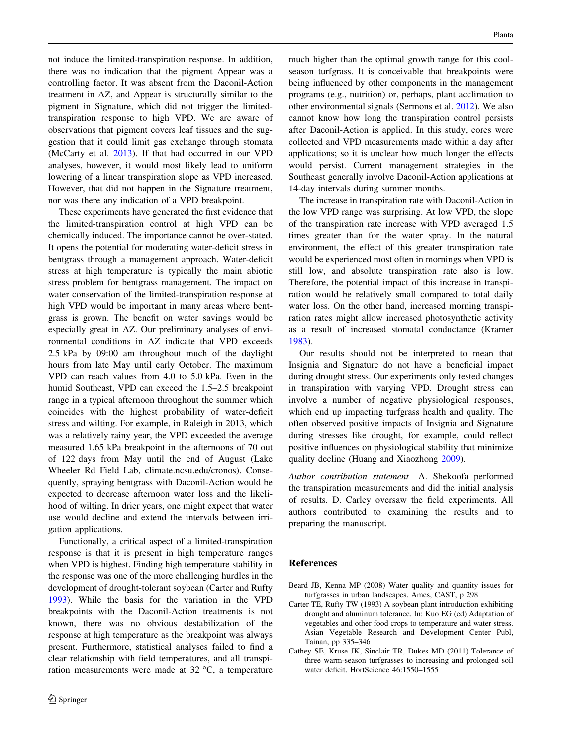not induce the limited-transpiration response. In addition, there was no indication that the pigment Appear was a controlling factor. It was absent from the Daconil-Action treatment in AZ, and Appear is structurally similar to the pigment in Signature, which did not trigger the limited-transpiration response to high VPD. We are aware of observations that pigment covers leaf tissues and the suggestion that it could limit gas exchange through stomata (McCarty et al. 2013). If that had occurred in our VPD analyses, however, it would most likely lead to uniform lowering of a linear transpiration slope as VPD increased. However, that did not happen in the Signature treatment, nor was there any indication of a VPD breakpoint.

These experiments have generated the first evidence that the limited-transpiration control at high VPD can be chemically induced. The importance cannot be over-stated. It opens the potential for moderating water-deficit stress in bentgrass through a management approach. Water-deficit stress at high temperature is typically the main abiotic stress problem for bentgrass management. The impact on water conservation of the limited-transpiration response at high VPD would be important in many areas where bentgrass is grown. The benefit on water savings would be especially great in AZ. Our preliminary analyses of environmental conditions in AZ indicate that VPD exceeds 2.5 kPa by 09:00 am throughout much of the daylight hours from late May until early October. The maximum VPD can reach values from 4.0 to 5.0 kPa. Even in the humid Southeast, VPD can exceed the 1.5–2.5 breakpoint range in a typical afternoon throughout the summer which coincides with the highest probability of water-deficit stress and wilting. For example, in Raleigh in 2013, which was a relatively rainy year, the VPD exceeded the average measured 1.65 kPa breakpoint in the afternoons of 70 out of 122 days from May until the end of August (Lake Wheeler Rd Field Lab, climate.ncsu.edu/cronos). Consequently, spraying bentgrass with Daconil-Action would be expected to decrease afternoon water loss and the likelihood of wilting. In drier years, one might expect that water use would decline and extend the intervals between irrigation applications.

Functionally, a critical aspect of a limited-transpiration response is that it is present in high temperature ranges when VPD is highest. Finding high temperature stability in the response was one of the more challenging hurdles in the development of drought-tolerant soybean (Carter and Rufty 1993). While the basis for the variation in the VPD breakpoints with the Daconil-Action treatments is not known, there was no obvious destabilization of the response at high temperature as the breakpoint was always present. Furthermore, statistical analyses failed to find a clear relationship with field temperatures, and all transpiration measurements were made at 32 °C, a temperature much higher than the optimal growth range for this cool-season turfgrass. It is conceivable that breakpoints were being influenced by other components in the management programs (e.g., nutrition) or, perhaps, plant acclimation to other environmental signals (Sermons et al. 2012). We also cannot know how long the transpiration control persists after Daconil-Action is applied. In this study, cores were collected and VPD measurements made within a day after applications; so it is unclear how much longer the effects would persist. Current management strategies in the Southeast generally involve Daconil-Action applications at 14-day intervals during summer months.

The increase in transpiration rate with Daconil-Action in the low VPD range was surprising. At low VPD, the slope of the transpiration rate increase with VPD averaged 1.5 times greater than for the water spray. In the natural environment, the effect of this greater transpiration rate would be experienced most often in mornings when VPD is still low, and absolute transpiration rate also is low. Therefore, the potential impact of this increase in transpiration would be relatively small compared to total daily water loss. On the other hand, increased morning transpiration rates might allow increased photosynthetic activity as a result of increased stomatal conductance (Kramer 1983).

Our results should not be interpreted to mean that Insignia and Signature do not have a beneficial impact during drought stress. Our experiments only tested changes in transpiration with varying VPD. Drought stress can involve a number of negative physiological responses, which end up impacting turfgrass health and quality. The often observed positive impacts of Insignia and Signature during stresses like drought, for example, could reflect positive influences on physiological stability that minimize quality decline (Huang and Xiaozhong 2009).

*Author contribution statement* A. Shekoofa performed the transpiration measurements and did the initial analysis of results. D. Carley oversaw the field experiments. All authors contributed to examining the results and to preparing the manuscript.

## References

Beard JB, Kenna MP (2008) Water quality and quantity issues for turfgrasses in urban landscapes. Ames, CAST, p 298

Carter TE, Rufty TW (1993) A soybean plant introduction exhibiting drought and aluminum tolerance. In: Kuo EG (ed) Adaptation of vegetables and other food crops to temperature and water stress. Asian Vegetable Research and Development Center Publ, Tainan, pp 335–346

Cathey SE, Kruse JK, Sinclair TR, Dukes MD (2011) Tolerance of three warm-season turfgrasses to increasing and prolonged soil water deficit. HortScience 46:1550–1555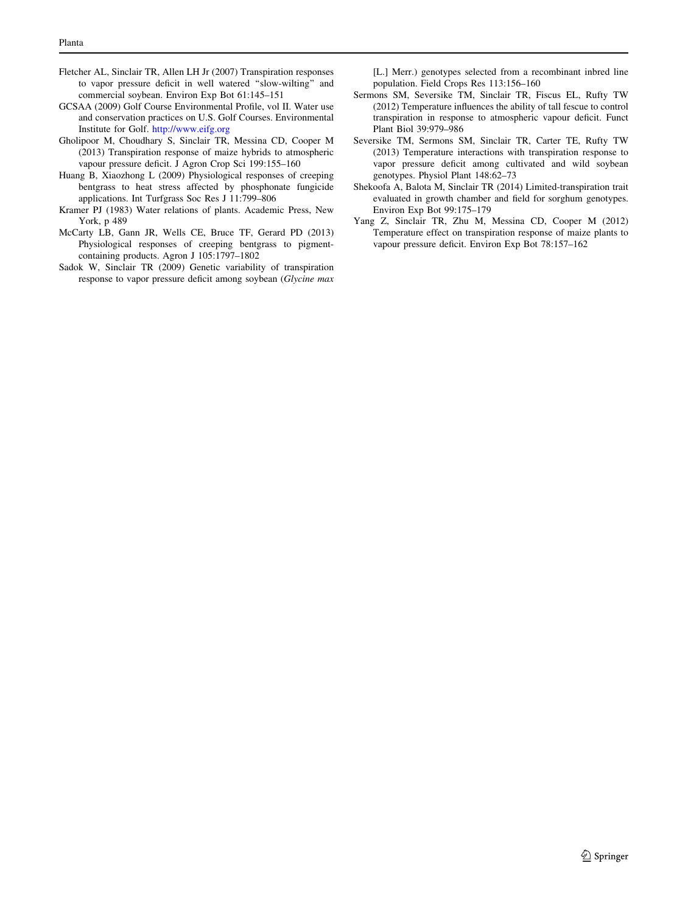Fletcher AL, Sinclair TR, Allen LH Jr (2007) Transpiration responses to vapor pressure deficit in well watered "slow-wilting" and commercial soybean. Environ Exp Bot 61:145–151

GCSAA (2009) Golf Course Environmental Profile, vol II. Water use and conservation practices on U.S. Golf Courses. Environmental Institute for Golf. http://www.eifg.org

Gholipoor M, Choudhary S, Sinclair TR, Messina CD, Cooper M (2013) Transpiration response of maize hybrids to atmospheric vapour pressure deficit. J Agron Crop Sci 199:155–160

Huang B, Xiaozhong L (2009) Physiological responses of creeping bentgrass to heat stress affected by phosphonate fungicide applications. Int Turfgrass Soc Res J 11:799–806

Kramer PJ (1983) Water relations of plants. Academic Press, New York, p 489

McCarty LB, Gann JR, Wells CE, Bruce TF, Gerard PD (2013) Physiological responses of creeping bentgrass to pigment-containing products. Agron J 105:1797–1802

Sadok W, Sinclair TR (2009) Genetic variability of transpiration response to vapor pressure deficit among soybean (*Glycine max* [L.] Merr.) genotypes selected from a recombinant inbred line population. Field Crops Res 113:156–160

Sermons SM, Seversike TM, Sinclair TR, Fiscus EL, Rufty TW (2012) Temperature influences the ability of tall fescue to control transpiration in response to atmospheric vapour deficit. Funct Plant Biol 39:979–986

Seversike TM, Sermons SM, Sinclair TR, Carter TE, Rufty TW (2013) Temperature interactions with transpiration response to vapor pressure deficit among cultivated and wild soybean genotypes. Physiol Plant 148:62–73

Shekoofa A, Balota M, Sinclair TR (2014) Limited-transpiration trait evaluated in growth chamber and field for sorghum genotypes. Environ Exp Bot 99:175–179

Yang Z, Sinclair TR, Zhu M, Messina CD, Cooper M (2012) Temperature effect on transpiration response of maize plants to vapour pressure deficit. Environ Exp Bot 78:157–162